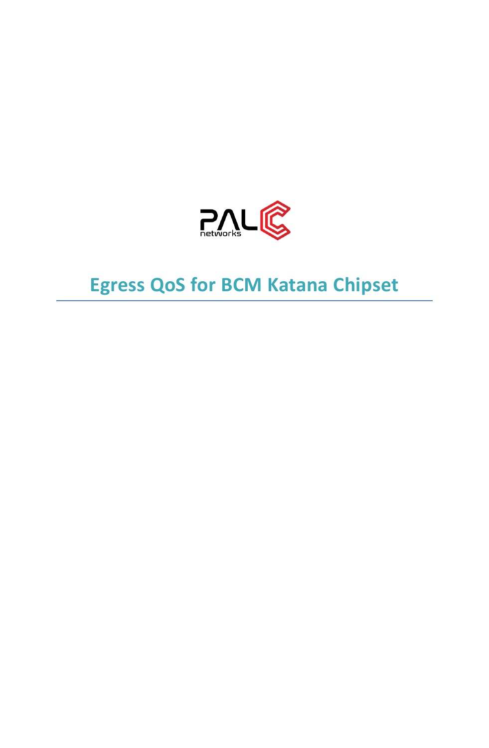PAL networks

# Egress QoS for BCM Katana Chipset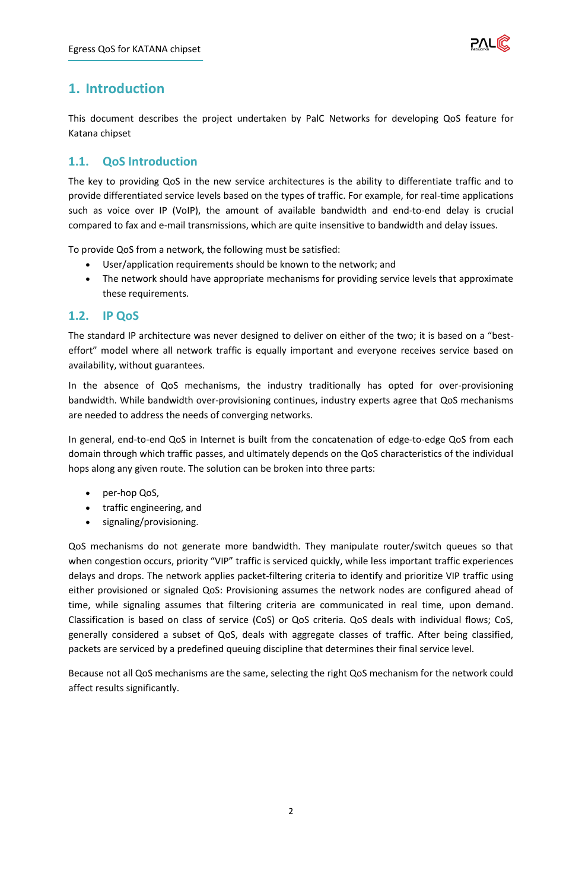# 1. Introduction

This document describes the project undertaken by PalC Networks for developing QoS feature for Katana chipset

## 1.1. QoS Introduction

The key to providing QoS in the new service architectures is the ability to differentiate traffic and to provide differentiated service levels based on the types of traffic. For example, for real-time applications such as voice over IP (VoIP), the amount of available bandwidth and end-to-end delay is crucial compared to fax and e-mail transmissions, which are quite insensitive to bandwidth and delay issues.

To provide QoS from a network, the following must be satisfied:

- User/application requirements should be known to the network; and
- The network should have appropriate mechanisms for providing service levels that approximate these requirements.

## 1.2. IP QoS

The standard IP architecture was never designed to deliver on either of the two; it is based on a "best-effort" model where all network traffic is equally important and everyone receives service based on availability, without guarantees.

In the absence of QoS mechanisms, the industry traditionally has opted for over-provisioning bandwidth. While bandwidth over-provisioning continues, industry experts agree that QoS mechanisms are needed to address the needs of converging networks.

In general, end-to-end QoS in Internet is built from the concatenation of edge-to-edge QoS from each domain through which traffic passes, and ultimately depends on the QoS characteristics of the individual hops along any given route. The solution can be broken into three parts:

- per-hop QoS,
- traffic engineering, and
- signaling/provisioning.

QoS mechanisms do not generate more bandwidth. They manipulate router/switch queues so that when congestion occurs, priority "VIP" traffic is serviced quickly, while less important traffic experiences delays and drops. The network applies packet-filtering criteria to identify and prioritize VIP traffic using either provisioned or signaled QoS: Provisioning assumes the network nodes are configured ahead of time, while signaling assumes that filtering criteria are communicated in real time, upon demand. Classification is based on class of service (CoS) or QoS criteria. QoS deals with individual flows; CoS, generally considered a subset of QoS, deals with aggregate classes of traffic. After being classified, packets are serviced by a predefined queuing discipline that determines their final service level.

Because not all QoS mechanisms are the same, selecting the right QoS mechanism for the network could affect results significantly.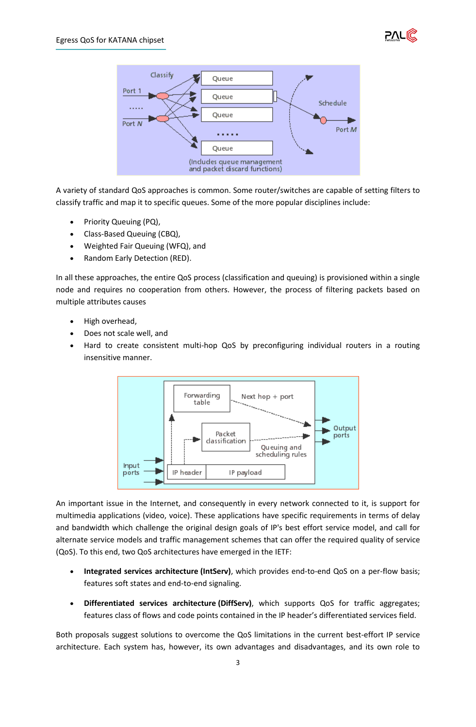A variety of standard QoS approaches is common. Some router/switches are capable of setting filters to classify traffic and map it to specific queues. Some of the more popular disciplines include:

- Priority Queuing (PQ),
- Class-Based Queuing (CBQ),
- Weighted Fair Queuing (WFQ), and
- Random Early Detection (RED).

In all these approaches, the entire QoS process (classification and queuing) is provisioned within a single node and requires no cooperation from others. However, the process of filtering packets based on multiple attributes causes

- High overhead,
- Does not scale well, and
- Hard to create consistent multi-hop QoS by preconfiguring individual routers in a routing insensitive manner.

An important issue in the Internet, and consequently in every network connected to it, is support for multimedia applications (video, voice). These applications have specific requirements in terms of delay and bandwidth which challenge the original design goals of IP's best effort service model, and call for alternate service models and traffic management schemes that can offer the required quality of service (QoS). To this end, two QoS architectures have emerged in the IETF:

- **Integrated services architecture (IntServ)**, which provides end-to-end QoS on a per-flow basis; features soft states and end-to-end signaling.

- **Differentiated services architecture (DiffServ)**, which supports QoS for traffic aggregates; features class of flows and code points contained in the IP header's differentiated services field.

Both proposals suggest solutions to overcome the QoS limitations in the current best-effort IP service architecture. Each system has, however, its own advantages and disadvantages, and its own role to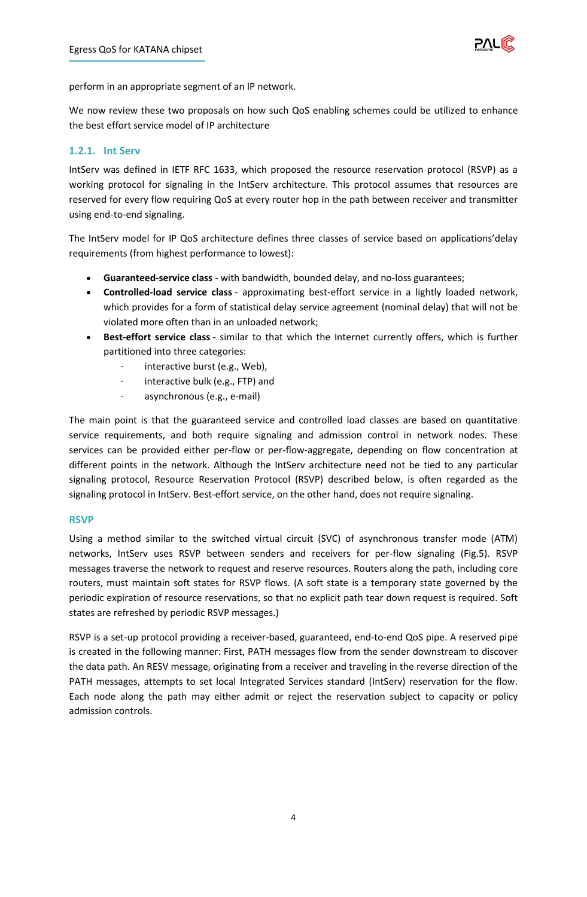perform in an appropriate segment of an IP network.

We now review these two proposals on how such QoS enabling schemes could be utilized to enhance the best effort service model of IP architecture

### 1.2.1. Int Serv

IntServ was defined in IETF RFC 1633, which proposed the resource reservation protocol (RSVP) as a working protocol for signaling in the IntServ architecture. This protocol assumes that resources are reserved for every flow requiring QoS at every router hop in the path between receiver and transmitter using end-to-end signaling.

The IntServ model for IP QoS architecture defines three classes of service based on applications'delay requirements (from highest performance to lowest):

- **Guaranteed-service class** - with bandwidth, bounded delay, and no-loss guarantees;
- **Controlled-load service class** - approximating best-effort service in a lightly loaded network, which provides for a form of statistical delay service agreement (nominal delay) that will not be violated more often than in an unloaded network;
- **Best-effort service class** - similar to that which the Internet currently offers, which is further partitioned into three categories:
  - interactive burst (e.g., Web),
  - interactive bulk (e.g., FTP) and
  - asynchronous (e.g., e-mail)

The main point is that the guaranteed service and controlled load classes are based on quantitative service requirements, and both require signaling and admission control in network nodes. These services can be provided either per-flow or per-flow-aggregate, depending on flow concentration at different points in the network. Although the IntServ architecture need not be tied to any particular signaling protocol, Resource Reservation Protocol (RSVP) described below, is often regarded as the signaling protocol in IntServ. Best-effort service, on the other hand, does not require signaling.

#### RSVP

Using a method similar to the switched virtual circuit (SVC) of asynchronous transfer mode (ATM) networks, IntServ uses RSVP between senders and receivers for per-flow signaling (Fig.5). RSVP messages traverse the network to request and reserve resources. Routers along the path, including core routers, must maintain soft states for RSVP flows. (A soft state is a temporary state governed by the periodic expiration of resource reservations, so that no explicit path tear down request is required. Soft states are refreshed by periodic RSVP messages.)

RSVP is a set-up protocol providing a receiver-based, guaranteed, end-to-end QoS pipe. A reserved pipe is created in the following manner: First, PATH messages flow from the sender downstream to discover the data path. An RESV message, originating from a receiver and traveling in the reverse direction of the PATH messages, attempts to set local Integrated Services standard (IntServ) reservation for the flow. Each node along the path may either admit or reject the reservation subject to capacity or policy admission controls.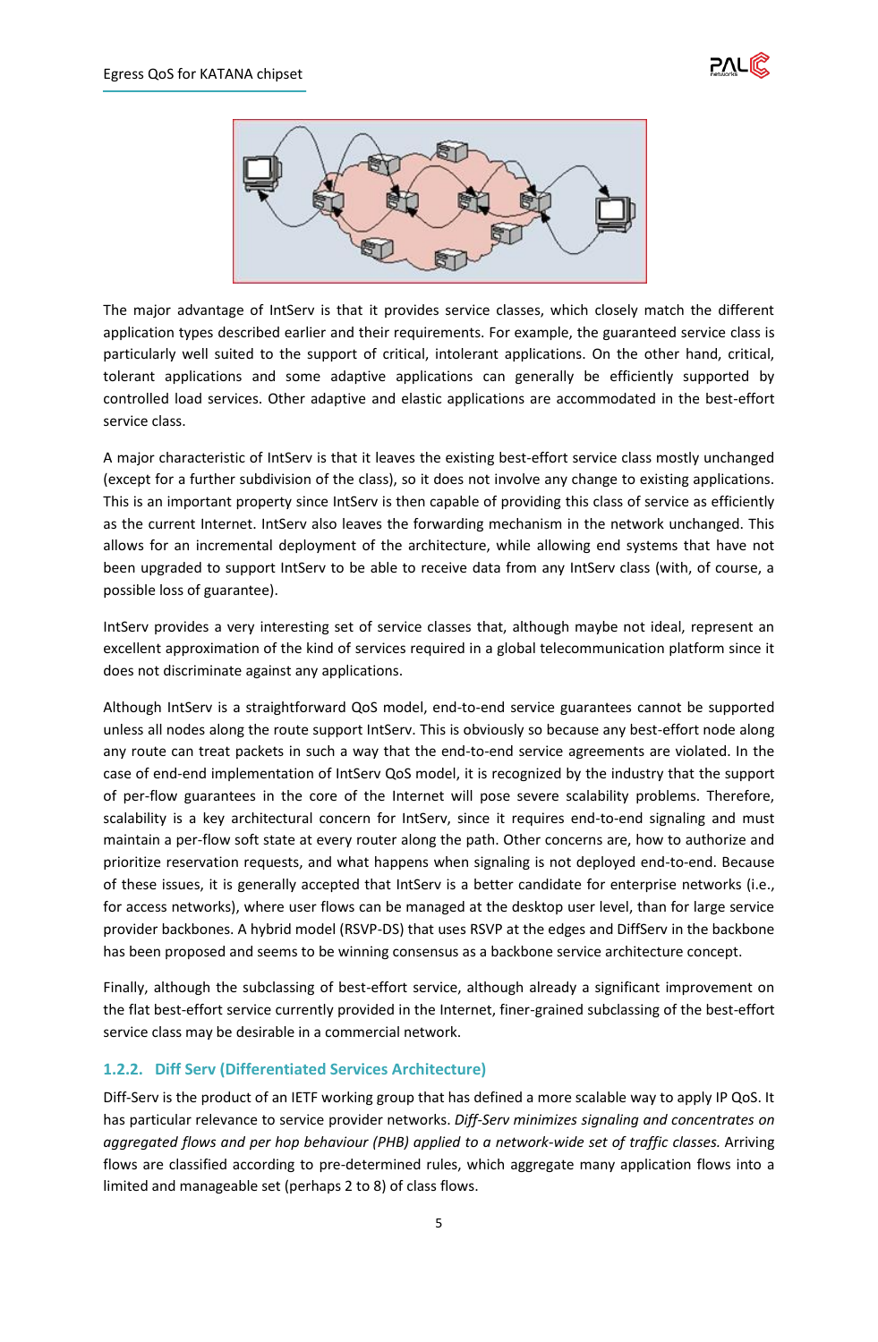The major advantage of IntServ is that it provides service classes, which closely match the different application types described earlier and their requirements. For example, the guaranteed service class is particularly well suited to the support of critical, intolerant applications. On the other hand, critical, tolerant applications and some adaptive applications can generally be efficiently supported by controlled load services. Other adaptive and elastic applications are accommodated in the best-effort service class.

A major characteristic of IntServ is that it leaves the existing best-effort service class mostly unchanged (except for a further subdivision of the class), so it does not involve any change to existing applications. This is an important property since IntServ is then capable of providing this class of service as efficiently as the current Internet. IntServ also leaves the forwarding mechanism in the network unchanged. This allows for an incremental deployment of the architecture, while allowing end systems that have not been upgraded to support IntServ to be able to receive data from any IntServ class (with, of course, a possible loss of guarantee).

IntServ provides a very interesting set of service classes that, although maybe not ideal, represent an excellent approximation of the kind of services required in a global telecommunication platform since it does not discriminate against any applications.

Although IntServ is a straightforward QoS model, end-to-end service guarantees cannot be supported unless all nodes along the route support IntServ. This is obviously so because any best-effort node along any route can treat packets in such a way that the end-to-end service agreements are violated. In the case of end-end implementation of IntServ QoS model, it is recognized by the industry that the support of per-flow guarantees in the core of the Internet will pose severe scalability problems. Therefore, scalability is a key architectural concern for IntServ, since it requires end-to-end signaling and must maintain a per-flow soft state at every router along the path. Other concerns are, how to authorize and prioritize reservation requests, and what happens when signaling is not deployed end-to-end. Because of these issues, it is generally accepted that IntServ is a better candidate for enterprise networks (i.e., for access networks), where user flows can be managed at the desktop user level, than for large service provider backbones. A hybrid model (RSVP-DS) that uses RSVP at the edges and DiffServ in the backbone has been proposed and seems to be winning consensus as a backbone service architecture concept.

Finally, although the subclassing of best-effort service, although already a significant improvement on the flat best-effort service currently provided in the Internet, finer-grained subclassing of the best-effort service class may be desirable in a commercial network.

### 1.2.2. Diff Serv (Differentiated Services Architecture)

Diff-Serv is the product of an IETF working group that has defined a more scalable way to apply IP QoS. It has particular relevance to service provider networks. *Diff-Serv minimizes signaling and concentrates on aggregated flows and per hop behaviour (PHB) applied to a network-wide set of traffic classes.* Arriving flows are classified according to pre-determined rules, which aggregate many application flows into a limited and manageable set (perhaps 2 to 8) of class flows.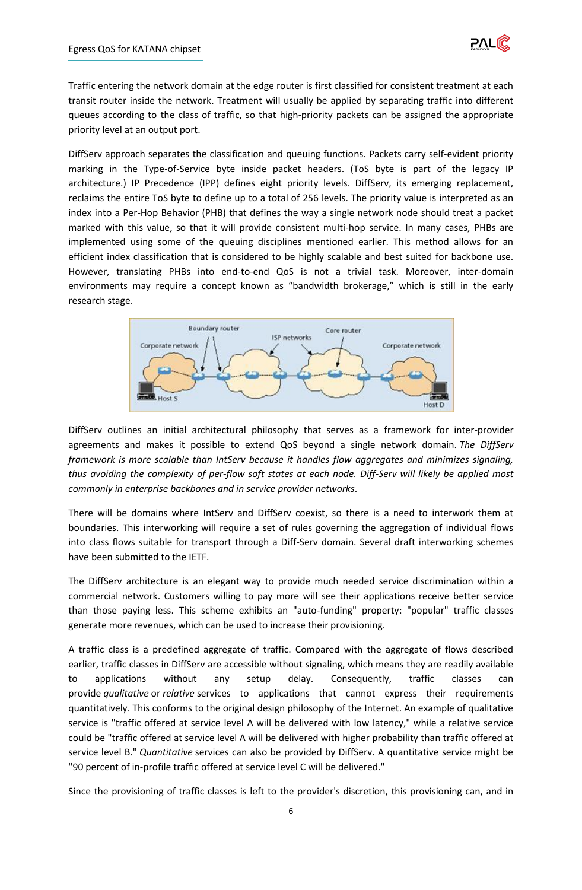Traffic entering the network domain at the edge router is first classified for consistent treatment at each transit router inside the network. Treatment will usually be applied by separating traffic into different queues according to the class of traffic, so that high-priority packets can be assigned the appropriate priority level at an output port.

DiffServ approach separates the classification and queuing functions. Packets carry self-evident priority marking in the Type-of-Service byte inside packet headers. (ToS byte is part of the legacy IP architecture.) IP Precedence (IPP) defines eight priority levels. DiffServ, its emerging replacement, reclaims the entire ToS byte to define up to a total of 256 levels. The priority value is interpreted as an index into a Per-Hop Behavior (PHB) that defines the way a single network node should treat a packet marked with this value, so that it will provide consistent multi-hop service. In many cases, PHBs are implemented using some of the queuing disciplines mentioned earlier. This method allows for an efficient index classification that is considered to be highly scalable and best suited for backbone use. However, translating PHBs into end-to-end QoS is not a trivial task. Moreover, inter-domain environments may require a concept known as "bandwidth brokerage," which is still in the early research stage.

DiffServ outlines an initial architectural philosophy that serves as a framework for inter-provider agreements and makes it possible to extend QoS beyond a single network domain. *The DiffServ framework is more scalable than IntServ because it handles flow aggregates and minimizes signaling, thus avoiding the complexity of per-flow soft states at each node. Diff-Serv will likely be applied most commonly in enterprise backbones and in service provider networks*.

There will be domains where IntServ and DiffServ coexist, so there is a need to interwork them at boundaries. This interworking will require a set of rules governing the aggregation of individual flows into class flows suitable for transport through a Diff-Serv domain. Several draft interworking schemes have been submitted to the IETF.

The DiffServ architecture is an elegant way to provide much needed service discrimination within a commercial network. Customers willing to pay more will see their applications receive better service than those paying less. This scheme exhibits an "auto-funding" property: "popular" traffic classes generate more revenues, which can be used to increase their provisioning.

A traffic class is a predefined aggregate of traffic. Compared with the aggregate of flows described earlier, traffic classes in DiffServ are accessible without signaling, which means they are readily available to applications without any setup delay. Consequently, traffic classes can provide *qualitative* or *relative* services to applications that cannot express their requirements quantitatively. This conforms to the original design philosophy of the Internet. An example of qualitative service is "traffic offered at service level A will be delivered with low latency," while a relative service could be "traffic offered at service level A will be delivered with higher probability than traffic offered at service level B." *Quantitative* services can also be provided by DiffServ. A quantitative service might be "90 percent of in-profile traffic offered at service level C will be delivered."

Since the provisioning of traffic classes is left to the provider's discretion, this provisioning can, and in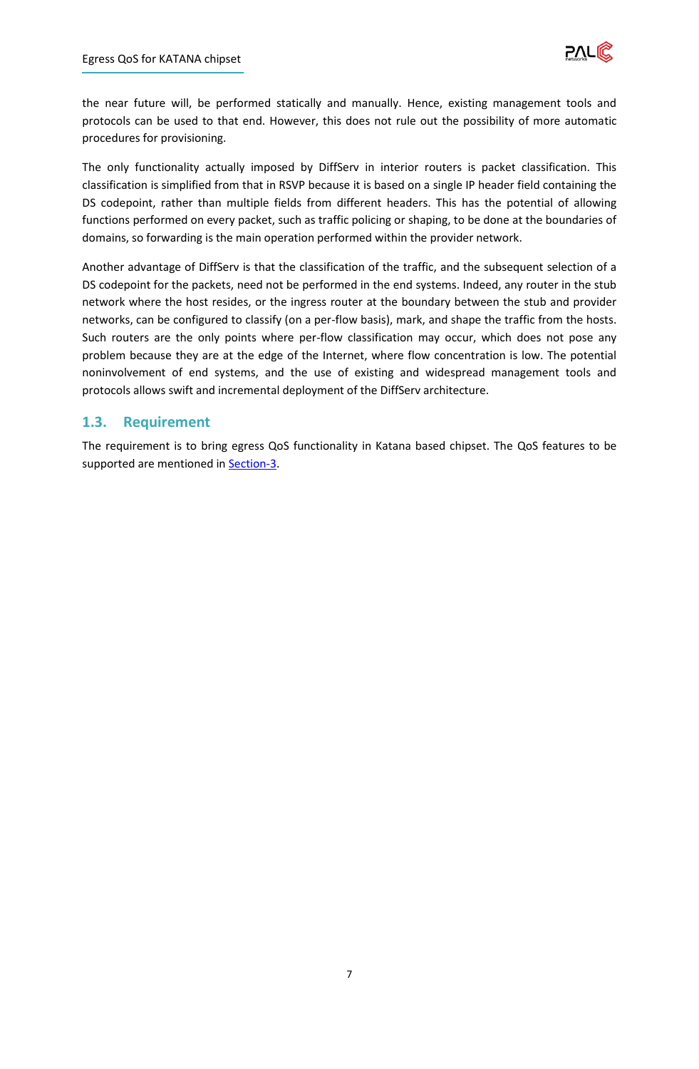the near future will, be performed statically and manually. Hence, existing management tools and protocols can be used to that end. However, this does not rule out the possibility of more automatic procedures for provisioning.

The only functionality actually imposed by DiffServ in interior routers is packet classification. This classification is simplified from that in RSVP because it is based on a single IP header field containing the DS codepoint, rather than multiple fields from different headers. This has the potential of allowing functions performed on every packet, such as traffic policing or shaping, to be done at the boundaries of domains, so forwarding is the main operation performed within the provider network.

Another advantage of DiffServ is that the classification of the traffic, and the subsequent selection of a DS codepoint for the packets, need not be performed in the end systems. Indeed, any router in the stub network where the host resides, or the ingress router at the boundary between the stub and provider networks, can be configured to classify (on a per-flow basis), mark, and shape the traffic from the hosts. Such routers are the only points where per-flow classification may occur, which does not pose any problem because they are at the edge of the Internet, where flow concentration is low. The potential noninvolvement of end systems, and the use of existing and widespread management tools and protocols allows swift and incremental deployment of the DiffServ architecture.

## 1.3. Requirement

The requirement is to bring egress QoS functionality in Katana based chipset. The QoS features to be supported are mentioned in Section-3.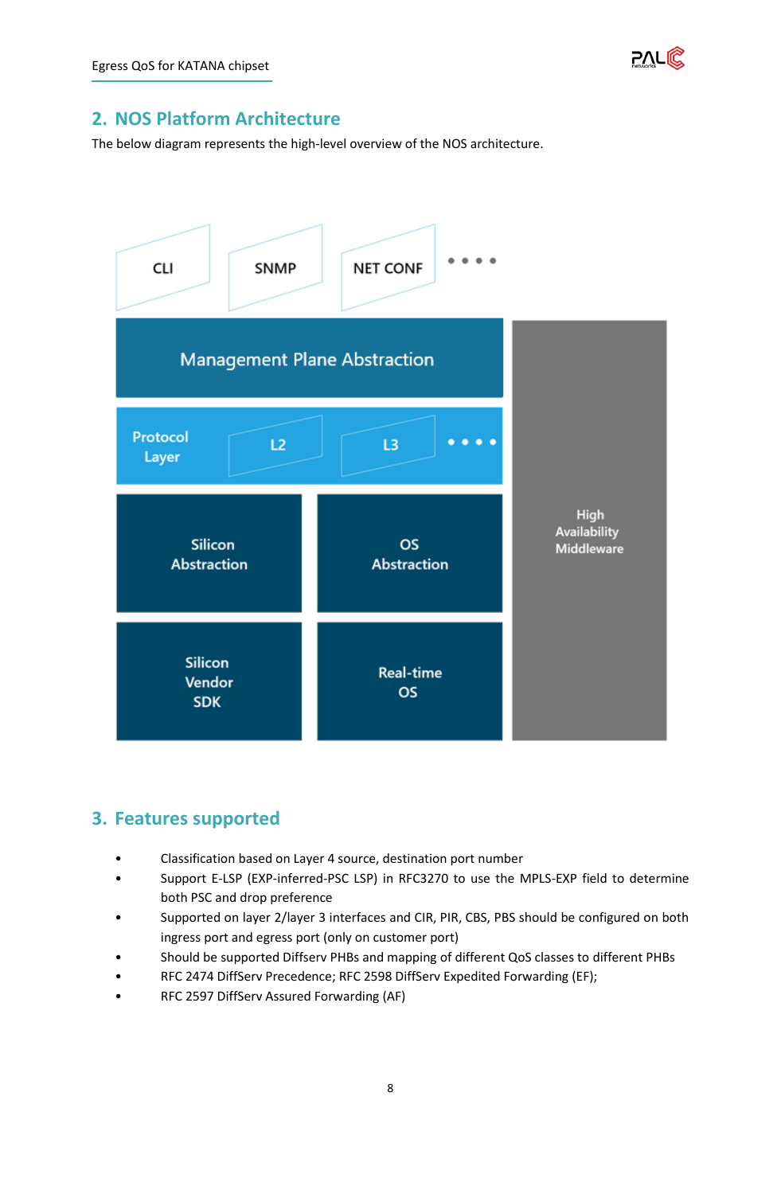## 2. NOS Platform Architecture

The below diagram represents the high-level overview of the NOS architecture.

CLI

SNMP

NET CONF

• • • •

Management Plane Abstraction

Protocol Layer

L2

L3

• • • •

Silicon Abstraction

OS Abstraction

Silicon Vendor SDK

Real-time OS

High Availability Middleware

## 3. Features supported

- Classification based on Layer 4 source, destination port number
- Support E-LSP (EXP-inferred-PSC LSP) in RFC3270 to use the MPLS-EXP field to determine both PSC and drop preference
- Supported on layer 2/layer 3 interfaces and CIR, PIR, CBS, PBS should be configured on both ingress port and egress port (only on customer port)
- Should be supported Diffserv PHBs and mapping of different QoS classes to different PHBs
- RFC 2474 DiffServ Precedence; RFC 2598 DiffServ Expedited Forwarding (EF);
- RFC 2597 DiffServ Assured Forwarding (AF)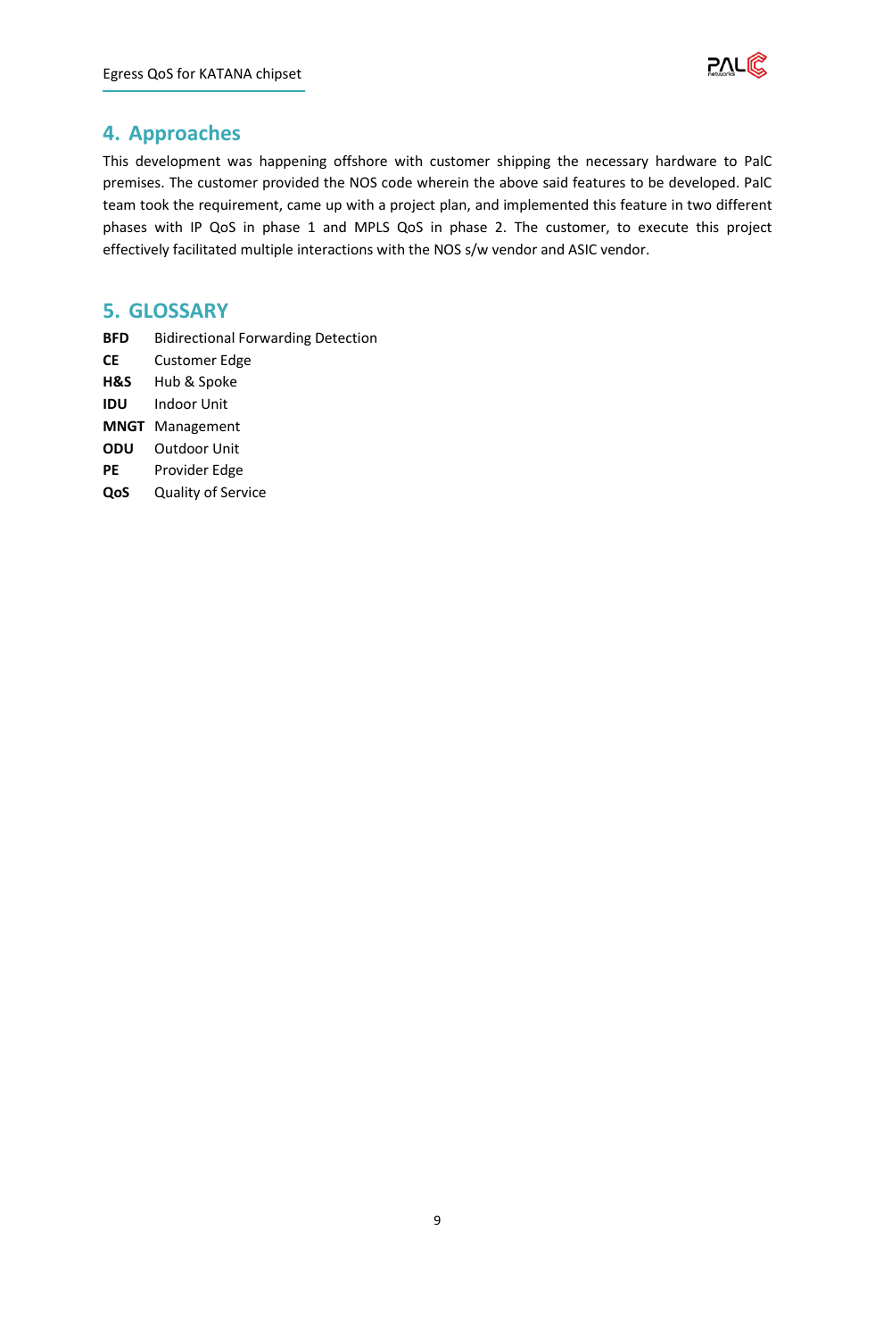## 4. Approaches

This development was happening offshore with customer shipping the necessary hardware to PalC premises. The customer provided the NOS code wherein the above said features to be developed. PalC team took the requirement, came up with a project plan, and implemented this feature in two different phases with IP QoS in phase 1 and MPLS QoS in phase 2. The customer, to execute this project effectively facilitated multiple interactions with the NOS s/w vendor and ASIC vendor.

## 5. GLOSSARY

| | |
|---|---|
| **BFD** | Bidirectional Forwarding Detection |
| **CE** | Customer Edge |
| **H&S** | Hub & Spoke |
| **IDU** | Indoor Unit |
| **MNGT** | Management |
| **ODU** | Outdoor Unit |
| **PE** | Provider Edge |
| **QoS** | Quality of Service |